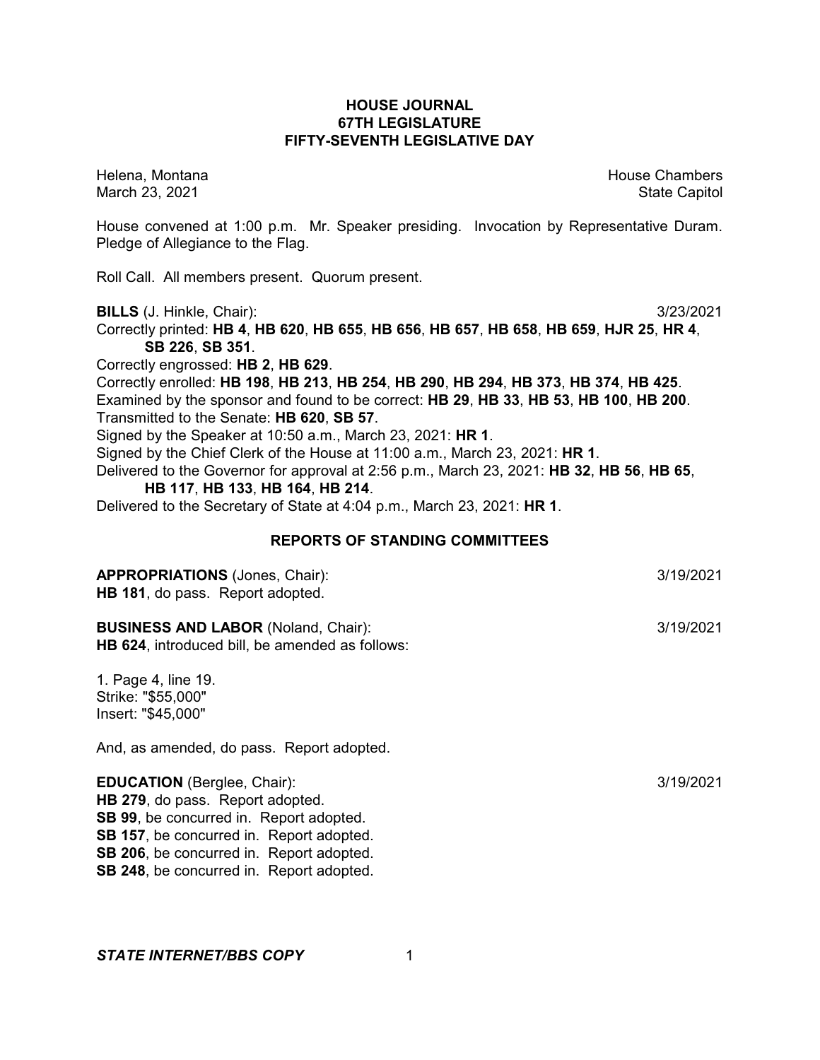# HOUSE JOURNAL
## 67TH LEGISLATURE
## FIFTY-SEVENTH LEGISLATIVE DAY

Helena, Montana  House Chambers
March 23, 2021  State Capitol

House convened at 1:00 p.m. Mr. Speaker presiding. Invocation by Representative Duram. Pledge of Allegiance to the Flag.

Roll Call. All members present. Quorum present.

**BILLS** (J. Hinkle, Chair): 3/23/2021

Correctly printed: **HB 4**, **HB 620**, **HB 655**, **HB 656**, **HB 657**, **HB 658**, **HB 659**, **HJR 25**, **HR 4**, **SB 226**, **SB 351**.

Correctly engrossed: **HB 2**, **HB 629**.

Correctly enrolled: **HB 198**, **HB 213**, **HB 254**, **HB 290**, **HB 294**, **HB 373**, **HB 374**, **HB 425**.

Examined by the sponsor and found to be correct: **HB 29**, **HB 33**, **HB 53**, **HB 100**, **HB 200**.

Transmitted to the Senate: **HB 620**, **SB 57**.

Signed by the Speaker at 10:50 a.m., March 23, 2021: **HR 1**.

Signed by the Chief Clerk of the House at 11:00 a.m., March 23, 2021: **HR 1**.

Delivered to the Governor for approval at 2:56 p.m., March 23, 2021: **HB 32**, **HB 56**, **HB 65**, **HB 117**, **HB 133**, **HB 164**, **HB 214**.

Delivered to the Secretary of State at 4:04 p.m., March 23, 2021: **HR 1**.

## REPORTS OF STANDING COMMITTEES

**APPROPRIATIONS** (Jones, Chair): 3/19/2021

**HB 181**, do pass. Report adopted.

**BUSINESS AND LABOR** (Noland, Chair): 3/19/2021

**HB 624**, introduced bill, be amended as follows:

1. Page 4, line 19.
Strike: "$55,000"
Insert: "$45,000"

And, as amended, do pass. Report adopted.

**EDUCATION** (Berglee, Chair): 3/19/2021

**HB 279**, do pass. Report adopted.
**SB 99**, be concurred in. Report adopted.
**SB 157**, be concurred in. Report adopted.
**SB 206**, be concurred in. Report adopted.
**SB 248**, be concurred in. Report adopted.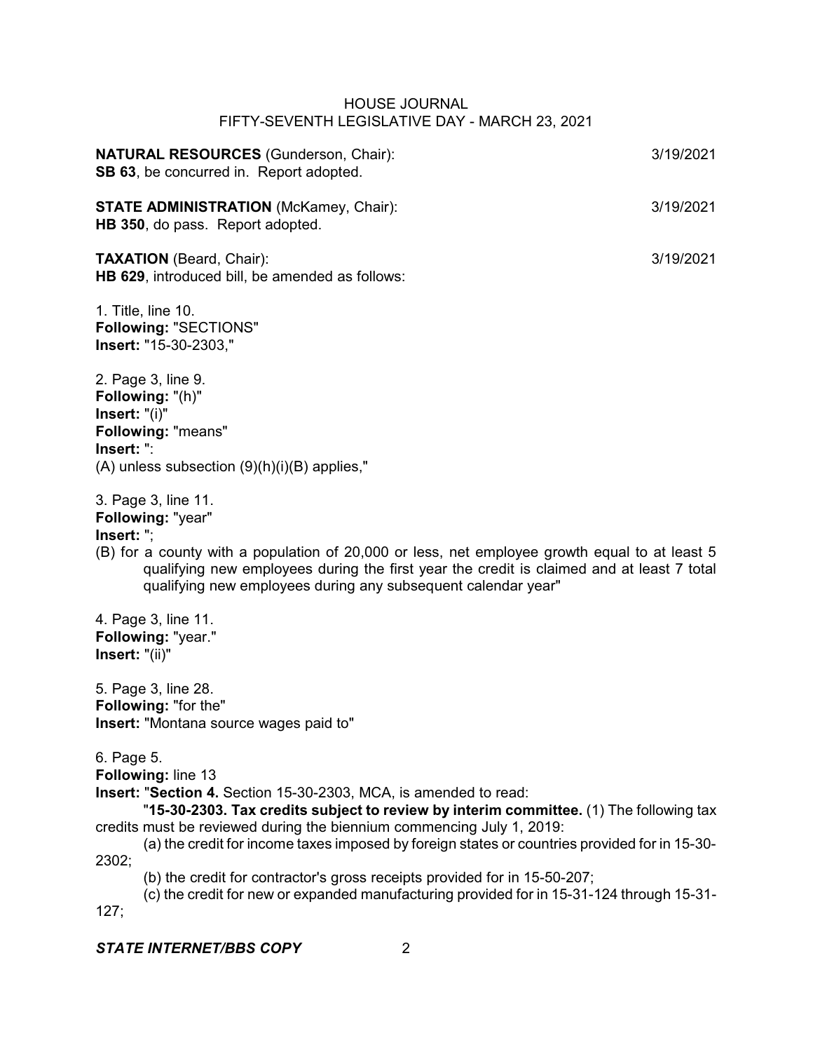**NATURAL RESOURCES** (Gunderson, Chair): 3/19/2021
**SB 63**, be concurred in. Report adopted.

**STATE ADMINISTRATION** (McKamey, Chair): 3/19/2021
**HB 350**, do pass. Report adopted.

**TAXATION** (Beard, Chair): 3/19/2021
**HB 629**, introduced bill, be amended as follows:

1. Title, line 10.
**Following:** "SECTIONS"
**Insert:** "15-30-2303,"

2. Page 3, line 9.
**Following:** "(h)"
**Insert:** "(i)"
**Following:** "means"
**Insert:** ":
(A) unless subsection (9)(h)(i)(B) applies,"

3. Page 3, line 11.
**Following:** "year"
**Insert:** ";
(B) for a county with a population of 20,000 or less, net employee growth equal to at least 5 qualifying new employees during the first year the credit is claimed and at least 7 total qualifying new employees during any subsequent calendar year"

4. Page 3, line 11.
**Following:** "year."
**Insert:** "(ii)"

5. Page 3, line 28.
**Following:** "for the"
**Insert:** "Montana source wages paid to"

6. Page 5.
**Following:** line 13
**Insert:** "**Section 4.** Section 15-30-2303, MCA, is amended to read:

"**15-30-2303. Tax credits subject to review by interim committee.** (1) The following tax credits must be reviewed during the biennium commencing July 1, 2019:

(a) the credit for income taxes imposed by foreign states or countries provided for in 15-30-2302;

(b) the credit for contractor's gross receipts provided for in 15-50-207;

(c) the credit for new or expanded manufacturing provided for in 15-31-124 through 15-31-127;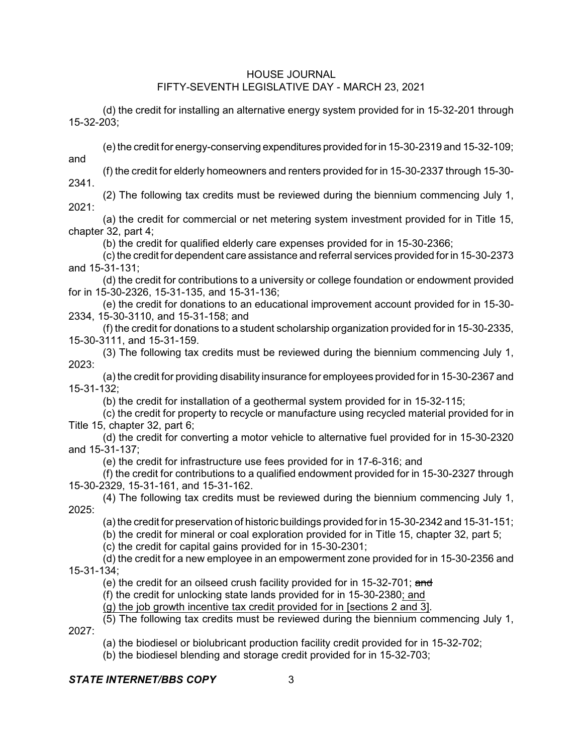(d) the credit for installing an alternative energy system provided for in 15-32-201 through 15-32-203;

(e) the credit for energy-conserving expenditures provided for in 15-30-2319 and 15-32-109; and

(f) the credit for elderly homeowners and renters provided for in 15-30-2337 through 15-30-2341.

(2) The following tax credits must be reviewed during the biennium commencing July 1, 2021:

(a) the credit for commercial or net metering system investment provided for in Title 15, chapter 32, part 4;

(b) the credit for qualified elderly care expenses provided for in 15-30-2366;

(c) the credit for dependent care assistance and referral services provided for in 15-30-2373 and 15-31-131;

(d) the credit for contributions to a university or college foundation or endowment provided for in 15-30-2326, 15-31-135, and 15-31-136;

(e) the credit for donations to an educational improvement account provided for in 15-30-2334, 15-30-3110, and 15-31-158; and

(f) the credit for donations to a student scholarship organization provided for in 15-30-2335, 15-30-3111, and 15-31-159.

(3) The following tax credits must be reviewed during the biennium commencing July 1, 2023:

(a) the credit for providing disability insurance for employees provided for in 15-30-2367 and 15-31-132;

(b) the credit for installation of a geothermal system provided for in 15-32-115;

(c) the credit for property to recycle or manufacture using recycled material provided for in Title 15, chapter 32, part 6;

(d) the credit for converting a motor vehicle to alternative fuel provided for in 15-30-2320 and 15-31-137;

(e) the credit for infrastructure use fees provided for in 17-6-316; and

(f) the credit for contributions to a qualified endowment provided for in 15-30-2327 through 15-30-2329, 15-31-161, and 15-31-162.

(4) The following tax credits must be reviewed during the biennium commencing July 1, 2025:

(a) the credit for preservation of historic buildings provided for in 15-30-2342 and 15-31-151;

(b) the credit for mineral or coal exploration provided for in Title 15, chapter 32, part 5;

(c) the credit for capital gains provided for in 15-30-2301;

(d) the credit for a new employee in an empowerment zone provided for in 15-30-2356 and 15-31-134;

(e) the credit for an oilseed crush facility provided for in 15-32-701; ~~and~~

(f) the credit for unlocking state lands provided for in 15-30-2380; and

(g) the job growth incentive tax credit provided for in [sections 2 and 3].

(5) The following tax credits must be reviewed during the biennium commencing July 1, 2027:

(a) the biodiesel or biolubricant production facility credit provided for in 15-32-702;

(b) the biodiesel blending and storage credit provided for in 15-32-703;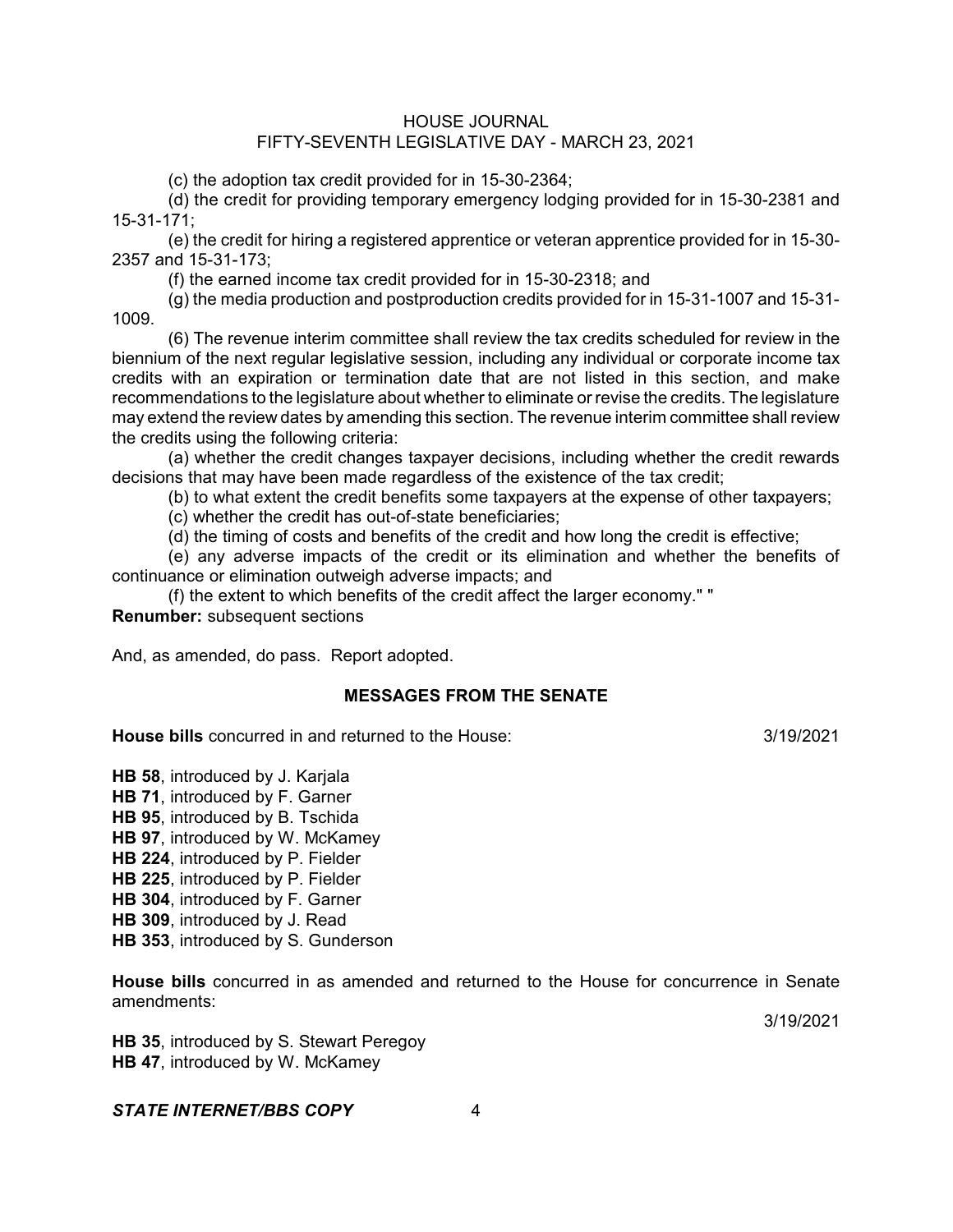(c) the adoption tax credit provided for in 15-30-2364;

(d) the credit for providing temporary emergency lodging provided for in 15-30-2381 and 15-31-171;

(e) the credit for hiring a registered apprentice or veteran apprentice provided for in 15-30-2357 and 15-31-173;

(f) the earned income tax credit provided for in 15-30-2318; and

(g) the media production and postproduction credits provided for in 15-31-1007 and 15-31-1009.

(6) The revenue interim committee shall review the tax credits scheduled for review in the biennium of the next regular legislative session, including any individual or corporate income tax credits with an expiration or termination date that are not listed in this section, and make recommendations to the legislature about whether to eliminate or revise the credits. The legislature may extend the review dates by amending this section. The revenue interim committee shall review the credits using the following criteria:

(a) whether the credit changes taxpayer decisions, including whether the credit rewards decisions that may have been made regardless of the existence of the tax credit;

(b) to what extent the credit benefits some taxpayers at the expense of other taxpayers;

(c) whether the credit has out-of-state beneficiaries;

(d) the timing of costs and benefits of the credit and how long the credit is effective;

(e) any adverse impacts of the credit or its elimination and whether the benefits of continuance or elimination outweigh adverse impacts; and

(f) the extent to which benefits of the credit affect the larger economy." "

**Renumber:** subsequent sections

And, as amended, do pass. Report adopted.

## MESSAGES FROM THE SENATE

**House bills** concurred in and returned to the House: 3/19/2021

**HB 58**, introduced by J. Karjala
**HB 71**, introduced by F. Garner
**HB 95**, introduced by B. Tschida
**HB 97**, introduced by W. McKamey
**HB 224**, introduced by P. Fielder
**HB 225**, introduced by P. Fielder
**HB 304**, introduced by F. Garner
**HB 309**, introduced by J. Read
**HB 353**, introduced by S. Gunderson

**House bills** concurred in as amended and returned to the House for concurrence in Senate amendments:

3/19/2021

**HB 35**, introduced by S. Stewart Peregoy
**HB 47**, introduced by W. McKamey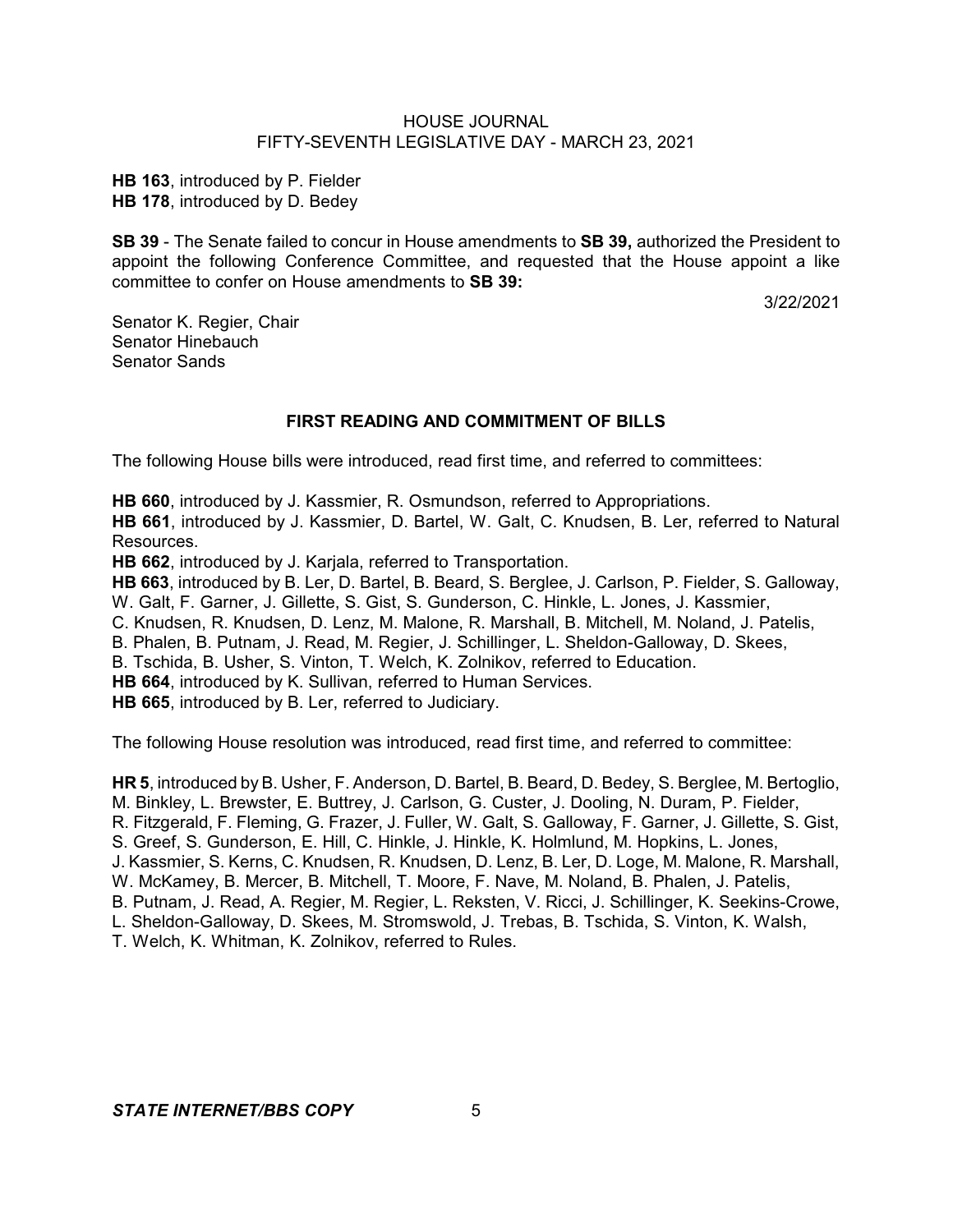**HB 163**, introduced by P. Fielder
**HB 178**, introduced by D. Bedey

**SB 39** - The Senate failed to concur in House amendments to **SB 39,** authorized the President to appoint the following Conference Committee, and requested that the House appoint a like committee to confer on House amendments to **SB 39:**

3/22/2021

Senator K. Regier, Chair
Senator Hinebauch
Senator Sands

## FIRST READING AND COMMITMENT OF BILLS

The following House bills were introduced, read first time, and referred to committees:

**HB 660**, introduced by J. Kassmier, R. Osmundson, referred to Appropriations.
**HB 661**, introduced by J. Kassmier, D. Bartel, W. Galt, C. Knudsen, B. Ler, referred to Natural Resources.
**HB 662**, introduced by J. Karjala, referred to Transportation.
**HB 663**, introduced by B. Ler, D. Bartel, B. Beard, S. Berglee, J. Carlson, P. Fielder, S. Galloway, W. Galt, F. Garner, J. Gillette, S. Gist, S. Gunderson, C. Hinkle, L. Jones, J. Kassmier, C. Knudsen, R. Knudsen, D. Lenz, M. Malone, R. Marshall, B. Mitchell, M. Noland, J. Patelis, B. Phalen, B. Putnam, J. Read, M. Regier, J. Schillinger, L. Sheldon-Galloway, D. Skees, B. Tschida, B. Usher, S. Vinton, T. Welch, K. Zolnikov, referred to Education.
**HB 664**, introduced by K. Sullivan, referred to Human Services.
**HB 665**, introduced by B. Ler, referred to Judiciary.

The following House resolution was introduced, read first time, and referred to committee:

**HR 5**, introduced by B. Usher, F. Anderson, D. Bartel, B. Beard, D. Bedey, S. Berglee, M. Bertoglio, M. Binkley, L. Brewster, E. Buttrey, J. Carlson, G. Custer, J. Dooling, N. Duram, P. Fielder, R. Fitzgerald, F. Fleming, G. Frazer, J. Fuller, W. Galt, S. Galloway, F. Garner, J. Gillette, S. Gist, S. Greef, S. Gunderson, E. Hill, C. Hinkle, J. Hinkle, K. Holmlund, M. Hopkins, L. Jones, J. Kassmier, S. Kerns, C. Knudsen, R. Knudsen, D. Lenz, B. Ler, D. Loge, M. Malone, R. Marshall, W. McKamey, B. Mercer, B. Mitchell, T. Moore, F. Nave, M. Noland, B. Phalen, J. Patelis, B. Putnam, J. Read, A. Regier, M. Regier, L. Reksten, V. Ricci, J. Schillinger, K. Seekins-Crowe, L. Sheldon-Galloway, D. Skees, M. Stromswold, J. Trebas, B. Tschida, S. Vinton, K. Walsh, T. Welch, K. Whitman, K. Zolnikov, referred to Rules.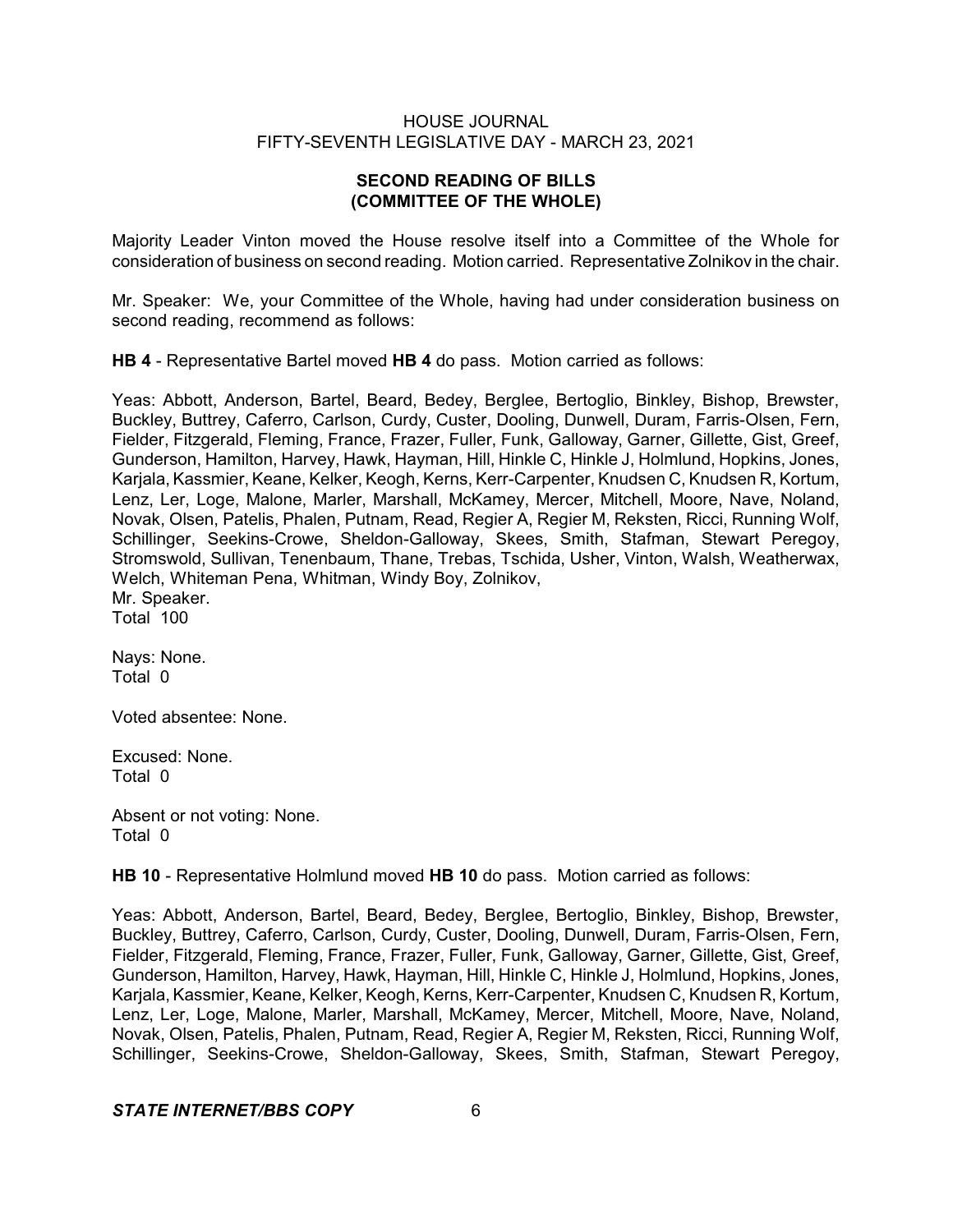## SECOND READING OF BILLS (COMMITTEE OF THE WHOLE)

Majority Leader Vinton moved the House resolve itself into a Committee of the Whole for consideration of business on second reading. Motion carried. Representative Zolnikov in the chair.

Mr. Speaker: We, your Committee of the Whole, having had under consideration business on second reading, recommend as follows:

**HB 4** - Representative Bartel moved **HB 4** do pass. Motion carried as follows:

Yeas: Abbott, Anderson, Bartel, Beard, Bedey, Berglee, Bertoglio, Binkley, Bishop, Brewster, Buckley, Buttrey, Caferro, Carlson, Curdy, Custer, Dooling, Dunwell, Duram, Farris-Olsen, Fern, Fielder, Fitzgerald, Fleming, France, Frazer, Fuller, Funk, Galloway, Garner, Gillette, Gist, Greef, Gunderson, Hamilton, Harvey, Hawk, Hayman, Hill, Hinkle C, Hinkle J, Holmlund, Hopkins, Jones, Karjala, Kassmier, Keane, Kelker, Keogh, Kerns, Kerr-Carpenter, Knudsen C, Knudsen R, Kortum, Lenz, Ler, Loge, Malone, Marler, Marshall, McKamey, Mercer, Mitchell, Moore, Nave, Noland, Novak, Olsen, Patelis, Phalen, Putnam, Read, Regier A, Regier M, Reksten, Ricci, Running Wolf, Schillinger, Seekins-Crowe, Sheldon-Galloway, Skees, Smith, Stafman, Stewart Peregoy, Stromswold, Sullivan, Tenenbaum, Thane, Trebas, Tschida, Usher, Vinton, Walsh, Weatherwax, Welch, Whiteman Pena, Whitman, Windy Boy, Zolnikov,
Mr. Speaker.
Total 100

Nays: None.
Total 0

Voted absentee: None.

Excused: None.
Total 0

Absent or not voting: None.
Total 0

**HB 10** - Representative Holmlund moved **HB 10** do pass. Motion carried as follows:

Yeas: Abbott, Anderson, Bartel, Beard, Bedey, Berglee, Bertoglio, Binkley, Bishop, Brewster, Buckley, Buttrey, Caferro, Carlson, Curdy, Custer, Dooling, Dunwell, Duram, Farris-Olsen, Fern, Fielder, Fitzgerald, Fleming, France, Frazer, Fuller, Funk, Galloway, Garner, Gillette, Gist, Greef, Gunderson, Hamilton, Harvey, Hawk, Hayman, Hill, Hinkle C, Hinkle J, Holmlund, Hopkins, Jones, Karjala, Kassmier, Keane, Kelker, Keogh, Kerns, Kerr-Carpenter, Knudsen C, Knudsen R, Kortum, Lenz, Ler, Loge, Malone, Marler, Marshall, McKamey, Mercer, Mitchell, Moore, Nave, Noland, Novak, Olsen, Patelis, Phalen, Putnam, Read, Regier A, Regier M, Reksten, Ricci, Running Wolf, Schillinger, Seekins-Crowe, Sheldon-Galloway, Skees, Smith, Stafman, Stewart Peregoy,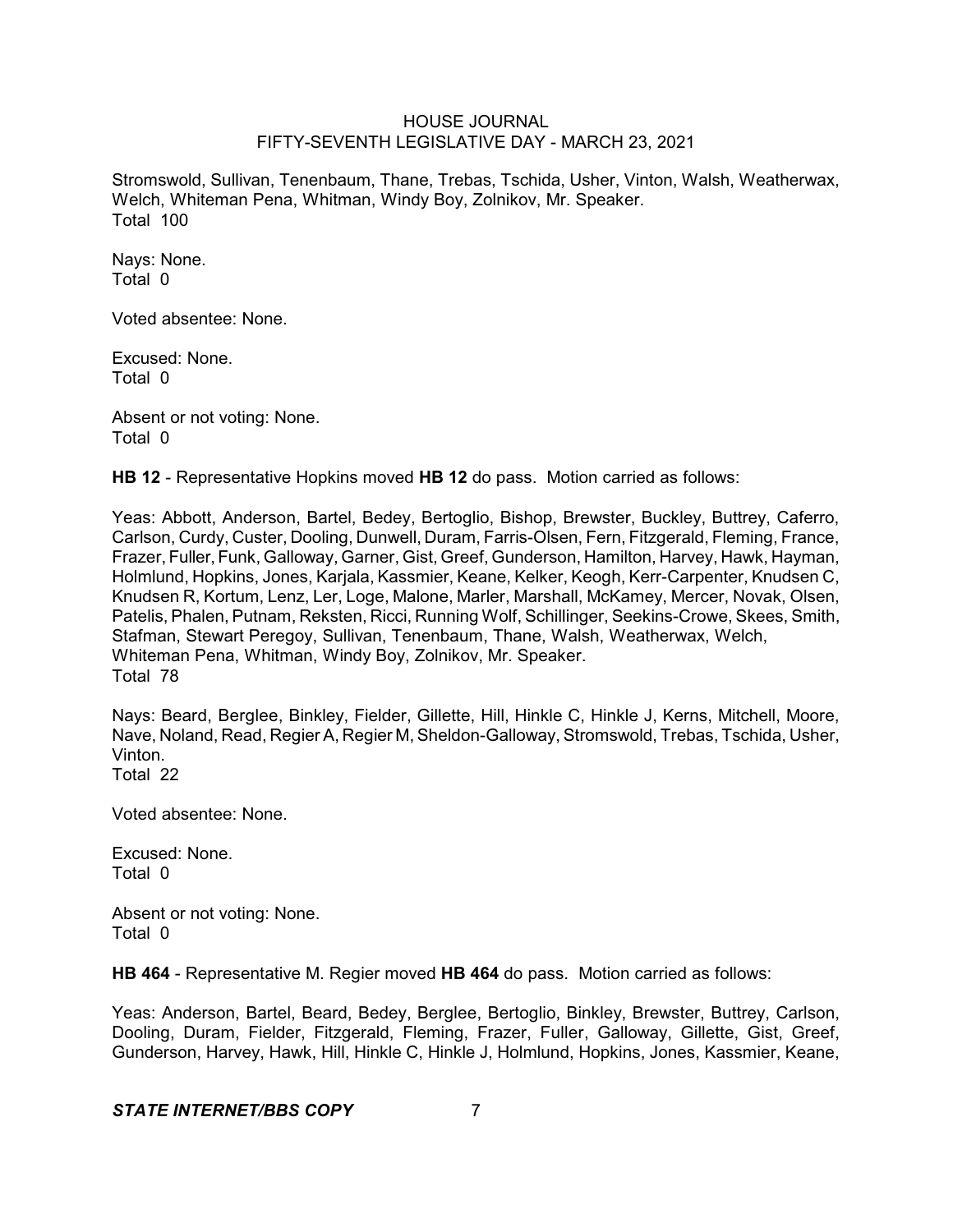Stromswold, Sullivan, Tenenbaum, Thane, Trebas, Tschida, Usher, Vinton, Walsh, Weatherwax, Welch, Whiteman Pena, Whitman, Windy Boy, Zolnikov, Mr. Speaker.
Total 100

Nays: None.
Total 0

Voted absentee: None.

Excused: None.
Total 0

Absent or not voting: None.
Total 0

**HB 12** - Representative Hopkins moved **HB 12** do pass. Motion carried as follows:

Yeas: Abbott, Anderson, Bartel, Bedey, Bertoglio, Bishop, Brewster, Buckley, Buttrey, Caferro, Carlson, Curdy, Custer, Dooling, Dunwell, Duram, Farris-Olsen, Fern, Fitzgerald, Fleming, France, Frazer, Fuller, Funk, Galloway, Garner, Gist, Greef, Gunderson, Hamilton, Harvey, Hawk, Hayman, Holmlund, Hopkins, Jones, Karjala, Kassmier, Keane, Kelker, Keogh, Kerr-Carpenter, Knudsen C, Knudsen R, Kortum, Lenz, Ler, Loge, Malone, Marler, Marshall, McKamey, Mercer, Novak, Olsen, Patelis, Phalen, Putnam, Reksten, Ricci, Running Wolf, Schillinger, Seekins-Crowe, Skees, Smith, Stafman, Stewart Peregoy, Sullivan, Tenenbaum, Thane, Walsh, Weatherwax, Welch, Whiteman Pena, Whitman, Windy Boy, Zolnikov, Mr. Speaker.
Total 78

Nays: Beard, Berglee, Binkley, Fielder, Gillette, Hill, Hinkle C, Hinkle J, Kerns, Mitchell, Moore, Nave, Noland, Read, Regier A, Regier M, Sheldon-Galloway, Stromswold, Trebas, Tschida, Usher, Vinton.
Total 22

Voted absentee: None.

Excused: None.
Total 0

Absent or not voting: None.
Total 0

**HB 464** - Representative M. Regier moved **HB 464** do pass. Motion carried as follows:

Yeas: Anderson, Bartel, Beard, Bedey, Berglee, Bertoglio, Binkley, Brewster, Buttrey, Carlson, Dooling, Duram, Fielder, Fitzgerald, Fleming, Frazer, Fuller, Galloway, Gillette, Gist, Greef, Gunderson, Harvey, Hawk, Hill, Hinkle C, Hinkle J, Holmlund, Hopkins, Jones, Kassmier, Keane,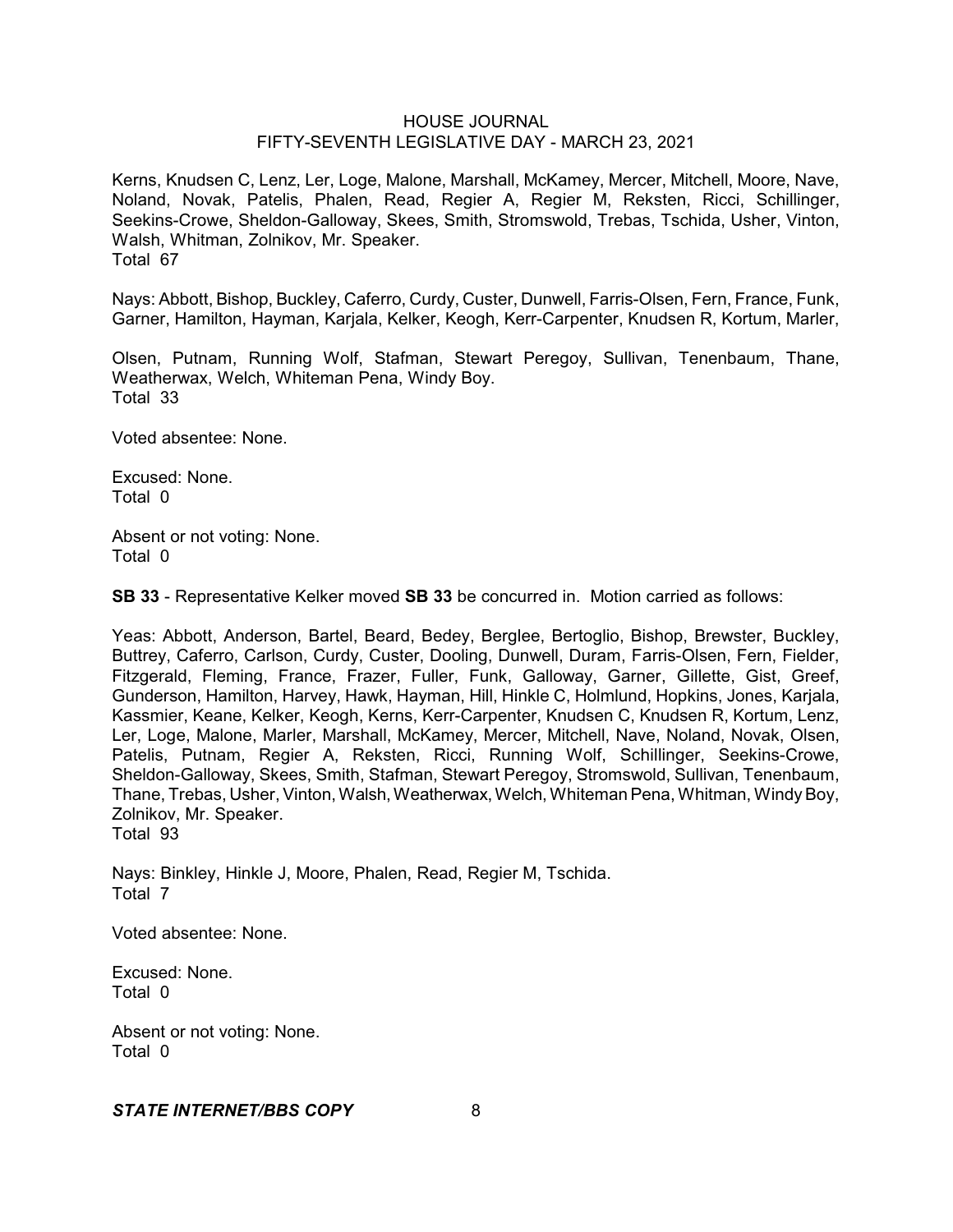Kerns, Knudsen C, Lenz, Ler, Loge, Malone, Marshall, McKamey, Mercer, Mitchell, Moore, Nave, Noland, Novak, Patelis, Phalen, Read, Regier A, Regier M, Reksten, Ricci, Schillinger, Seekins-Crowe, Sheldon-Galloway, Skees, Smith, Stromswold, Trebas, Tschida, Usher, Vinton, Walsh, Whitman, Zolnikov, Mr. Speaker.
Total 67

Nays: Abbott, Bishop, Buckley, Caferro, Curdy, Custer, Dunwell, Farris-Olsen, Fern, France, Funk, Garner, Hamilton, Hayman, Karjala, Kelker, Keogh, Kerr-Carpenter, Knudsen R, Kortum, Marler,

Olsen, Putnam, Running Wolf, Stafman, Stewart Peregoy, Sullivan, Tenenbaum, Thane, Weatherwax, Welch, Whiteman Pena, Windy Boy.
Total 33

Voted absentee: None.

Excused: None.
Total 0

Absent or not voting: None.
Total 0

**SB 33** - Representative Kelker moved **SB 33** be concurred in. Motion carried as follows:

Yeas: Abbott, Anderson, Bartel, Beard, Bedey, Berglee, Bertoglio, Bishop, Brewster, Buckley, Buttrey, Caferro, Carlson, Curdy, Custer, Dooling, Dunwell, Duram, Farris-Olsen, Fern, Fielder, Fitzgerald, Fleming, France, Frazer, Fuller, Funk, Galloway, Garner, Gillette, Gist, Greef, Gunderson, Hamilton, Harvey, Hawk, Hayman, Hill, Hinkle C, Holmlund, Hopkins, Jones, Karjala, Kassmier, Keane, Kelker, Keogh, Kerns, Kerr-Carpenter, Knudsen C, Knudsen R, Kortum, Lenz, Ler, Loge, Malone, Marler, Marshall, McKamey, Mercer, Mitchell, Nave, Noland, Novak, Olsen, Patelis, Putnam, Regier A, Reksten, Ricci, Running Wolf, Schillinger, Seekins-Crowe, Sheldon-Galloway, Skees, Smith, Stafman, Stewart Peregoy, Stromswold, Sullivan, Tenenbaum, Thane, Trebas, Usher, Vinton, Walsh, Weatherwax, Welch, Whiteman Pena, Whitman, Windy Boy, Zolnikov, Mr. Speaker.
Total 93

Nays: Binkley, Hinkle J, Moore, Phalen, Read, Regier M, Tschida.
Total 7

Voted absentee: None.

Excused: None.
Total 0

Absent or not voting: None.
Total 0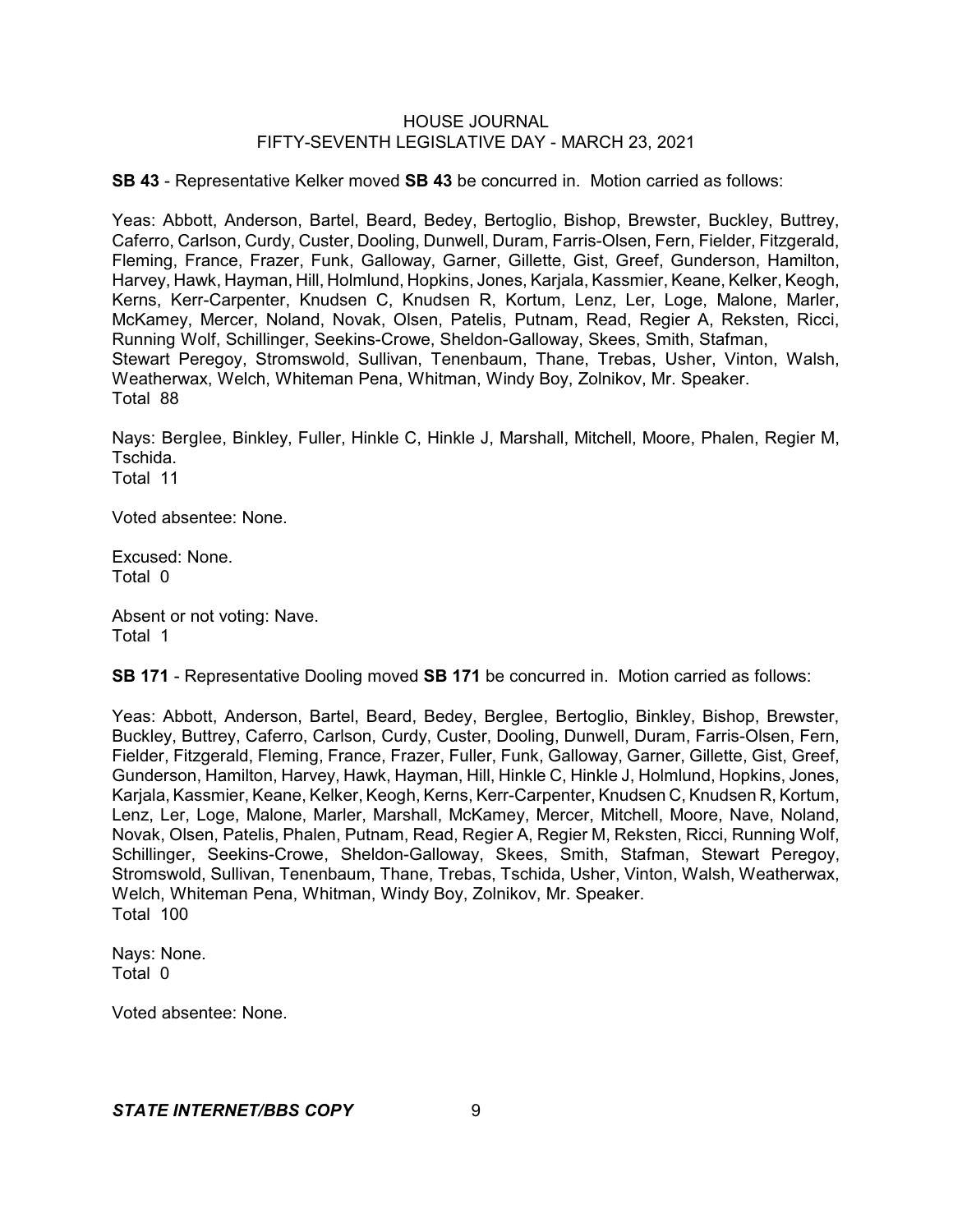**SB 43** - Representative Kelker moved **SB 43** be concurred in. Motion carried as follows:

Yeas: Abbott, Anderson, Bartel, Beard, Bedey, Bertoglio, Bishop, Brewster, Buckley, Buttrey, Caferro, Carlson, Curdy, Custer, Dooling, Dunwell, Duram, Farris-Olsen, Fern, Fielder, Fitzgerald, Fleming, France, Frazer, Funk, Galloway, Garner, Gillette, Gist, Greef, Gunderson, Hamilton, Harvey, Hawk, Hayman, Hill, Holmlund, Hopkins, Jones, Karjala, Kassmier, Keane, Kelker, Keogh, Kerns, Kerr-Carpenter, Knudsen C, Knudsen R, Kortum, Lenz, Ler, Loge, Malone, Marler, McKamey, Mercer, Noland, Novak, Olsen, Patelis, Putnam, Read, Regier A, Reksten, Ricci, Running Wolf, Schillinger, Seekins-Crowe, Sheldon-Galloway, Skees, Smith, Stafman, Stewart Peregoy, Stromswold, Sullivan, Tenenbaum, Thane, Trebas, Usher, Vinton, Walsh, Weatherwax, Welch, Whiteman Pena, Whitman, Windy Boy, Zolnikov, Mr. Speaker.
Total 88

Nays: Berglee, Binkley, Fuller, Hinkle C, Hinkle J, Marshall, Mitchell, Moore, Phalen, Regier M, Tschida.
Total 11

Voted absentee: None.

Excused: None.
Total 0

Absent or not voting: Nave.
Total 1

**SB 171** - Representative Dooling moved **SB 171** be concurred in. Motion carried as follows:

Yeas: Abbott, Anderson, Bartel, Beard, Bedey, Berglee, Bertoglio, Binkley, Bishop, Brewster, Buckley, Buttrey, Caferro, Carlson, Curdy, Custer, Dooling, Dunwell, Duram, Farris-Olsen, Fern, Fielder, Fitzgerald, Fleming, France, Frazer, Fuller, Funk, Galloway, Garner, Gillette, Gist, Greef, Gunderson, Hamilton, Harvey, Hawk, Hayman, Hill, Hinkle C, Hinkle J, Holmlund, Hopkins, Jones, Karjala, Kassmier, Keane, Kelker, Keogh, Kerns, Kerr-Carpenter, Knudsen C, Knudsen R, Kortum, Lenz, Ler, Loge, Malone, Marler, Marshall, McKamey, Mercer, Mitchell, Moore, Nave, Noland, Novak, Olsen, Patelis, Phalen, Putnam, Read, Regier A, Regier M, Reksten, Ricci, Running Wolf, Schillinger, Seekins-Crowe, Sheldon-Galloway, Skees, Smith, Stafman, Stewart Peregoy, Stromswold, Sullivan, Tenenbaum, Thane, Trebas, Tschida, Usher, Vinton, Walsh, Weatherwax, Welch, Whiteman Pena, Whitman, Windy Boy, Zolnikov, Mr. Speaker.
Total 100

Nays: None.
Total 0

Voted absentee: None.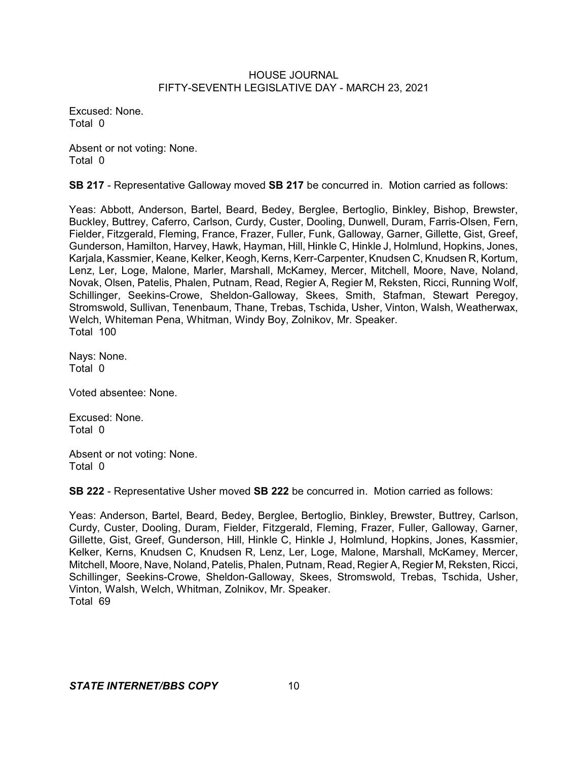Excused: None.
Total 0

Absent or not voting: None.
Total 0

**SB 217** - Representative Galloway moved **SB 217** be concurred in. Motion carried as follows:

Yeas: Abbott, Anderson, Bartel, Beard, Bedey, Berglee, Bertoglio, Binkley, Bishop, Brewster, Buckley, Buttrey, Caferro, Carlson, Curdy, Custer, Dooling, Dunwell, Duram, Farris-Olsen, Fern, Fielder, Fitzgerald, Fleming, France, Frazer, Fuller, Funk, Galloway, Garner, Gillette, Gist, Greef, Gunderson, Hamilton, Harvey, Hawk, Hayman, Hill, Hinkle C, Hinkle J, Holmlund, Hopkins, Jones, Karjala, Kassmier, Keane, Kelker, Keogh, Kerns, Kerr-Carpenter, Knudsen C, Knudsen R, Kortum, Lenz, Ler, Loge, Malone, Marler, Marshall, McKamey, Mercer, Mitchell, Moore, Nave, Noland, Novak, Olsen, Patelis, Phalen, Putnam, Read, Regier A, Regier M, Reksten, Ricci, Running Wolf, Schillinger, Seekins-Crowe, Sheldon-Galloway, Skees, Smith, Stafman, Stewart Peregoy, Stromswold, Sullivan, Tenenbaum, Thane, Trebas, Tschida, Usher, Vinton, Walsh, Weatherwax, Welch, Whiteman Pena, Whitman, Windy Boy, Zolnikov, Mr. Speaker.
Total 100

Nays: None.
Total 0

Voted absentee: None.

Excused: None.
Total 0

Absent or not voting: None.
Total 0

**SB 222** - Representative Usher moved **SB 222** be concurred in. Motion carried as follows:

Yeas: Anderson, Bartel, Beard, Bedey, Berglee, Bertoglio, Binkley, Brewster, Buttrey, Carlson, Curdy, Custer, Dooling, Duram, Fielder, Fitzgerald, Fleming, Frazer, Fuller, Galloway, Garner, Gillette, Gist, Greef, Gunderson, Hill, Hinkle C, Hinkle J, Holmlund, Hopkins, Jones, Kassmier, Kelker, Kerns, Knudsen C, Knudsen R, Lenz, Ler, Loge, Malone, Marshall, McKamey, Mercer, Mitchell, Moore, Nave, Noland, Patelis, Phalen, Putnam, Read, Regier A, Regier M, Reksten, Ricci, Schillinger, Seekins-Crowe, Sheldon-Galloway, Skees, Stromswold, Trebas, Tschida, Usher, Vinton, Walsh, Welch, Whitman, Zolnikov, Mr. Speaker.
Total 69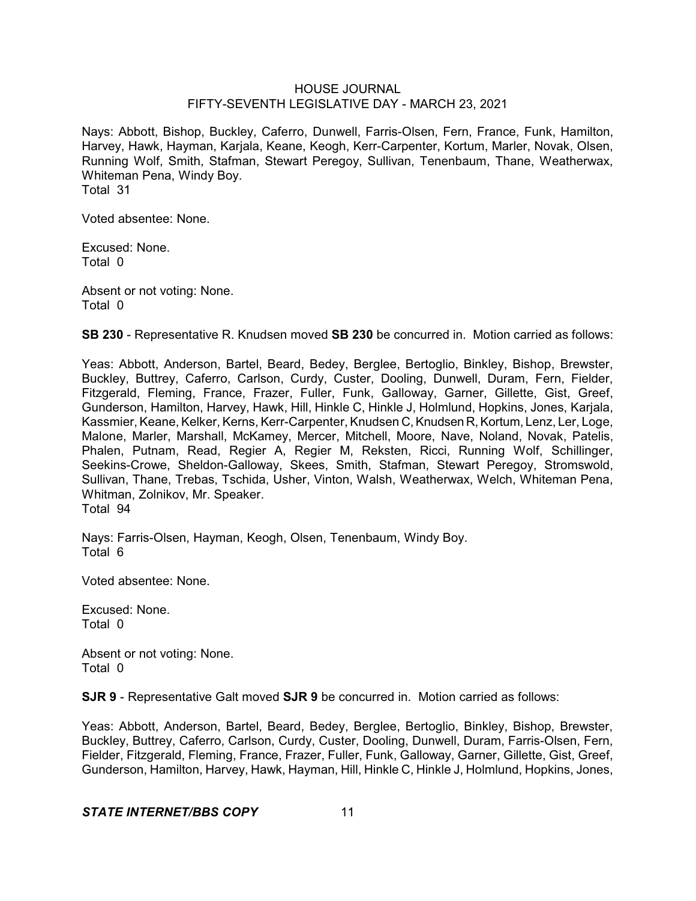Nays: Abbott, Bishop, Buckley, Caferro, Dunwell, Farris-Olsen, Fern, France, Funk, Hamilton, Harvey, Hawk, Hayman, Karjala, Keane, Keogh, Kerr-Carpenter, Kortum, Marler, Novak, Olsen, Running Wolf, Smith, Stafman, Stewart Peregoy, Sullivan, Tenenbaum, Thane, Weatherwax, Whiteman Pena, Windy Boy.
Total 31

Voted absentee: None.

Excused: None.
Total 0

Absent or not voting: None.
Total 0

**SB 230** - Representative R. Knudsen moved **SB 230** be concurred in. Motion carried as follows:

Yeas: Abbott, Anderson, Bartel, Beard, Bedey, Berglee, Bertoglio, Binkley, Bishop, Brewster, Buckley, Buttrey, Caferro, Carlson, Curdy, Custer, Dooling, Dunwell, Duram, Fern, Fielder, Fitzgerald, Fleming, France, Frazer, Fuller, Funk, Galloway, Garner, Gillette, Gist, Greef, Gunderson, Hamilton, Harvey, Hawk, Hill, Hinkle C, Hinkle J, Holmlund, Hopkins, Jones, Karjala, Kassmier, Keane, Kelker, Kerns, Kerr-Carpenter, Knudsen C, Knudsen R, Kortum, Lenz, Ler, Loge, Malone, Marler, Marshall, McKamey, Mercer, Mitchell, Moore, Nave, Noland, Novak, Patelis, Phalen, Putnam, Read, Regier A, Regier M, Reksten, Ricci, Running Wolf, Schillinger, Seekins-Crowe, Sheldon-Galloway, Skees, Smith, Stafman, Stewart Peregoy, Stromswold, Sullivan, Thane, Trebas, Tschida, Usher, Vinton, Walsh, Weatherwax, Welch, Whiteman Pena, Whitman, Zolnikov, Mr. Speaker.
Total 94

Nays: Farris-Olsen, Hayman, Keogh, Olsen, Tenenbaum, Windy Boy.
Total 6

Voted absentee: None.

Excused: None.
Total 0

Absent or not voting: None.
Total 0

**SJR 9** - Representative Galt moved **SJR 9** be concurred in. Motion carried as follows:

Yeas: Abbott, Anderson, Bartel, Beard, Bedey, Berglee, Bertoglio, Binkley, Bishop, Brewster, Buckley, Buttrey, Caferro, Carlson, Curdy, Custer, Dooling, Dunwell, Duram, Farris-Olsen, Fern, Fielder, Fitzgerald, Fleming, France, Frazer, Fuller, Funk, Galloway, Garner, Gillette, Gist, Greef, Gunderson, Hamilton, Harvey, Hawk, Hayman, Hill, Hinkle C, Hinkle J, Holmlund, Hopkins, Jones,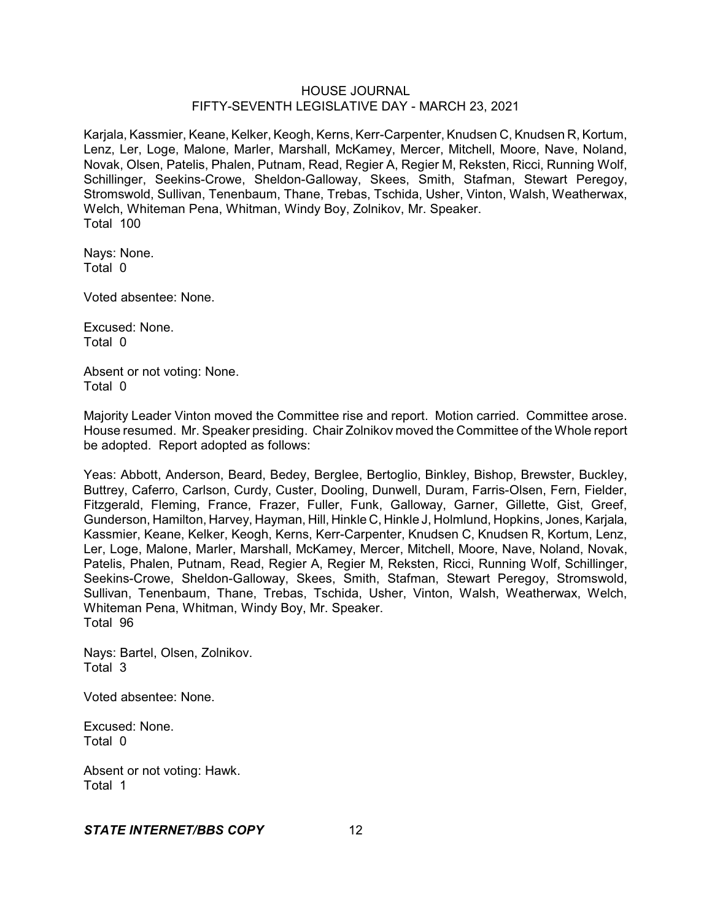Karjala, Kassmier, Keane, Kelker, Keogh, Kerns, Kerr-Carpenter, Knudsen C, Knudsen R, Kortum, Lenz, Ler, Loge, Malone, Marler, Marshall, McKamey, Mercer, Mitchell, Moore, Nave, Noland, Novak, Olsen, Patelis, Phalen, Putnam, Read, Regier A, Regier M, Reksten, Ricci, Running Wolf, Schillinger, Seekins-Crowe, Sheldon-Galloway, Skees, Smith, Stafman, Stewart Peregoy, Stromswold, Sullivan, Tenenbaum, Thane, Trebas, Tschida, Usher, Vinton, Walsh, Weatherwax, Welch, Whiteman Pena, Whitman, Windy Boy, Zolnikov, Mr. Speaker.
Total 100

Nays: None.
Total 0

Voted absentee: None.

Excused: None.
Total 0

Absent or not voting: None.
Total 0

Majority Leader Vinton moved the Committee rise and report. Motion carried. Committee arose. House resumed. Mr. Speaker presiding. Chair Zolnikov moved the Committee of the Whole report be adopted. Report adopted as follows:

Yeas: Abbott, Anderson, Beard, Bedey, Berglee, Bertoglio, Binkley, Bishop, Brewster, Buckley, Buttrey, Caferro, Carlson, Curdy, Custer, Dooling, Dunwell, Duram, Farris-Olsen, Fern, Fielder, Fitzgerald, Fleming, France, Frazer, Fuller, Funk, Galloway, Garner, Gillette, Gist, Greef, Gunderson, Hamilton, Harvey, Hayman, Hill, Hinkle C, Hinkle J, Holmlund, Hopkins, Jones, Karjala, Kassmier, Keane, Kelker, Keogh, Kerns, Kerr-Carpenter, Knudsen C, Knudsen R, Kortum, Lenz, Ler, Loge, Malone, Marler, Marshall, McKamey, Mercer, Mitchell, Moore, Nave, Noland, Novak, Patelis, Phalen, Putnam, Read, Regier A, Regier M, Reksten, Ricci, Running Wolf, Schillinger, Seekins-Crowe, Sheldon-Galloway, Skees, Smith, Stafman, Stewart Peregoy, Stromswold, Sullivan, Tenenbaum, Thane, Trebas, Tschida, Usher, Vinton, Walsh, Weatherwax, Welch, Whiteman Pena, Whitman, Windy Boy, Mr. Speaker.
Total 96

Nays: Bartel, Olsen, Zolnikov.
Total 3

Voted absentee: None.

Excused: None.
Total 0

Absent or not voting: Hawk.
Total 1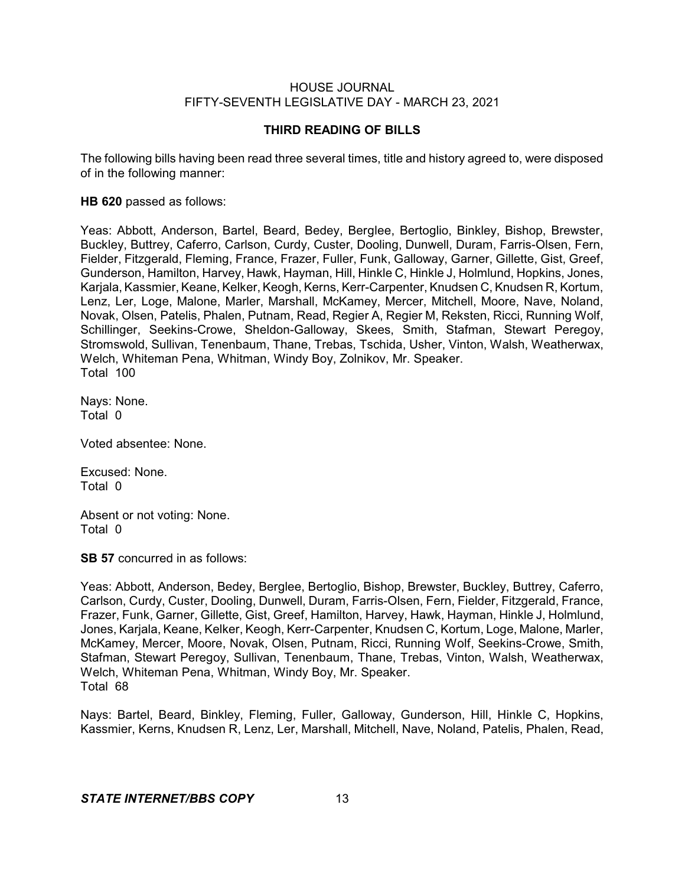## THIRD READING OF BILLS

The following bills having been read three several times, title and history agreed to, were disposed of in the following manner:

**HB 620** passed as follows:

Yeas: Abbott, Anderson, Bartel, Beard, Bedey, Berglee, Bertoglio, Binkley, Bishop, Brewster, Buckley, Buttrey, Caferro, Carlson, Curdy, Custer, Dooling, Dunwell, Duram, Farris-Olsen, Fern, Fielder, Fitzgerald, Fleming, France, Frazer, Fuller, Funk, Galloway, Garner, Gillette, Gist, Greef, Gunderson, Hamilton, Harvey, Hawk, Hayman, Hill, Hinkle C, Hinkle J, Holmlund, Hopkins, Jones, Karjala, Kassmier, Keane, Kelker, Keogh, Kerns, Kerr-Carpenter, Knudsen C, Knudsen R, Kortum, Lenz, Ler, Loge, Malone, Marler, Marshall, McKamey, Mercer, Mitchell, Moore, Nave, Noland, Novak, Olsen, Patelis, Phalen, Putnam, Read, Regier A, Regier M, Reksten, Ricci, Running Wolf, Schillinger, Seekins-Crowe, Sheldon-Galloway, Skees, Smith, Stafman, Stewart Peregoy, Stromswold, Sullivan, Tenenbaum, Thane, Trebas, Tschida, Usher, Vinton, Walsh, Weatherwax, Welch, Whiteman Pena, Whitman, Windy Boy, Zolnikov, Mr. Speaker.
Total 100

Nays: None.
Total 0

Voted absentee: None.

Excused: None.
Total 0

Absent or not voting: None.
Total 0

**SB 57** concurred in as follows:

Yeas: Abbott, Anderson, Bedey, Berglee, Bertoglio, Bishop, Brewster, Buckley, Buttrey, Caferro, Carlson, Curdy, Custer, Dooling, Dunwell, Duram, Farris-Olsen, Fern, Fielder, Fitzgerald, France, Frazer, Funk, Garner, Gillette, Gist, Greef, Hamilton, Harvey, Hawk, Hayman, Hinkle J, Holmlund, Jones, Karjala, Keane, Kelker, Keogh, Kerr-Carpenter, Knudsen C, Kortum, Loge, Malone, Marler, McKamey, Mercer, Moore, Novak, Olsen, Putnam, Ricci, Running Wolf, Seekins-Crowe, Smith, Stafman, Stewart Peregoy, Sullivan, Tenenbaum, Thane, Trebas, Vinton, Walsh, Weatherwax, Welch, Whiteman Pena, Whitman, Windy Boy, Mr. Speaker.
Total 68

Nays: Bartel, Beard, Binkley, Fleming, Fuller, Galloway, Gunderson, Hill, Hinkle C, Hopkins, Kassmier, Kerns, Knudsen R, Lenz, Ler, Marshall, Mitchell, Nave, Noland, Patelis, Phalen, Read,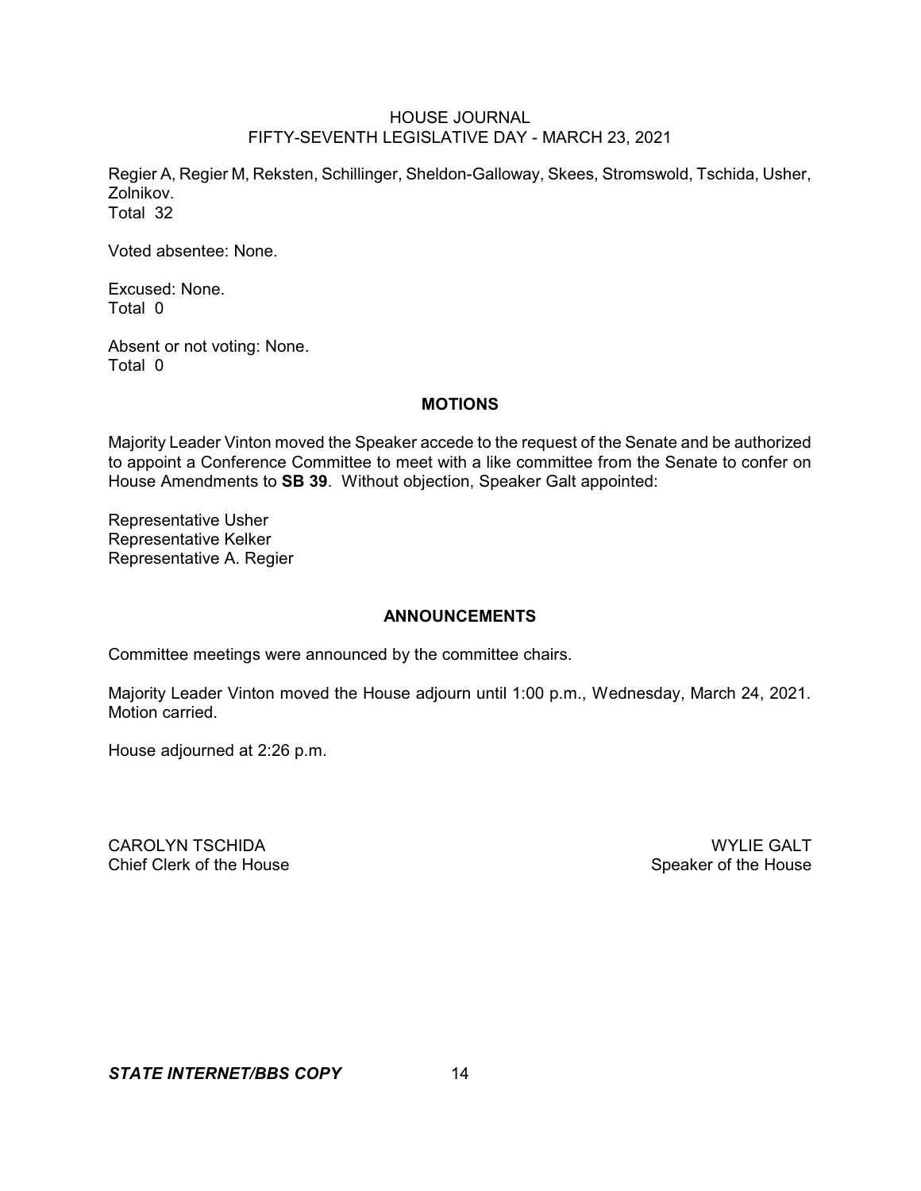Regier A, Regier M, Reksten, Schillinger, Sheldon-Galloway, Skees, Stromswold, Tschida, Usher, Zolnikov.
Total 32

Voted absentee: None.

Excused: None.
Total 0

Absent or not voting: None.
Total 0

## MOTIONS

Majority Leader Vinton moved the Speaker accede to the request of the Senate and be authorized to appoint a Conference Committee to meet with a like committee from the Senate to confer on House Amendments to **SB 39**. Without objection, Speaker Galt appointed:

Representative Usher
Representative Kelker
Representative A. Regier

## ANNOUNCEMENTS

Committee meetings were announced by the committee chairs.

Majority Leader Vinton moved the House adjourn until 1:00 p.m., Wednesday, March 24, 2021. Motion carried.

House adjourned at 2:26 p.m.

CAROLYN TSCHIDA
Chief Clerk of the House

WYLIE GALT
Speaker of the House